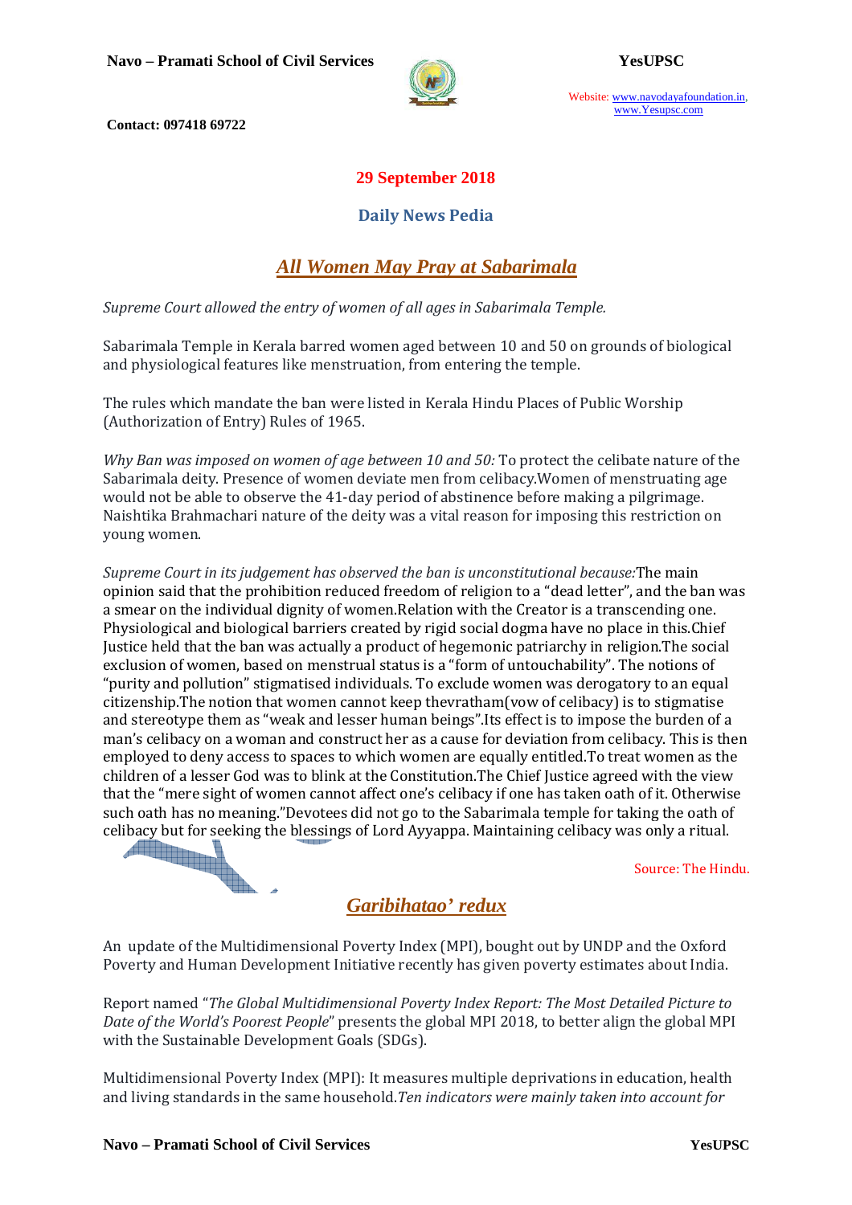29 September 2018

**Daily News Pedia**

## *All Women May Pray at Sabarimala*

*Supreme Court allowed the entry of women of all ages in Sabarimala Temple.*

Sabarimala Temple in Kerala barred women aged between 10 and 50 on grounds of biological and physiological features like menstruation, from entering the temple.

The rules which mandate the ban were listed in Kerala Hindu Places of Public Worship (Authorization of Entry) Rules of 1965.

*Why Ban was imposed on women of age between 10 and 50:* To protect the celibate nature of the Sabarimala deity. Presence of women deviate men from celibacy.Women of menstruating age would not be able to observe the 41-day period of abstinence before making a pilgrimage. Naishtika Brahmachari nature of the deity was a vital reason for imposing this restriction on young women.

*Supreme Court in its judgement has observed the ban is unconstitutional because:*The main opinion said that the prohibition reduced freedom of religion to a "dead letter", and the ban was a smear on the individual dignity of women.Relation with the Creator is a transcending one. Physiological and biological barriers created by rigid social dogma have no place in this.Chief Justice held that the ban was actually a product of hegemonic patriarchy in religion.The social exclusion of women, based on menstrual status is a "form of untouchability". The notions of "purity and pollution" stigmatised individuals. To exclude women was derogatory to an equal citizenship.The notion that women cannot keep thevratham(vow of celibacy) is to stigmatise and stereotype them as "weak and lesser human beings".Its effect is to impose the burden of a man's celibacy on a woman and construct her as a cause for deviation from celibacy. This is then employed to deny access to spaces to which women are equally entitled.To treat women as the children of a lesser God was to blink at the Constitution.The Chief Justice agreed with the view that the "mere sight of women cannot affect one's celibacy if one has taken oath of it. Otherwise such oath has no meaning."Devotees did not go to the Sabarimala temple for taking the oath of celibacy but for seeking the blessings of Lord Ayyappa. Maintaining celibacy was only a ritual.

Source: The Hindu.

## *Garibihatao' redux*

An update of the Multidimensional Poverty Index (MPI), bought out by UNDP and the Oxford Poverty and Human Development Initiative recently has given poverty estimates about India.

Report named "*The Global Multidimensional Poverty Index Report: The Most Detailed Picture to Date of the World's Poorest People*" presents the global MPI 2018, to better align the global MPI with the Sustainable Development Goals (SDGs).

Multidimensional Poverty Index (MPI): It measures multiple deprivations in education, health and living standards in the same household.*Ten indicators were mainly taken into account for*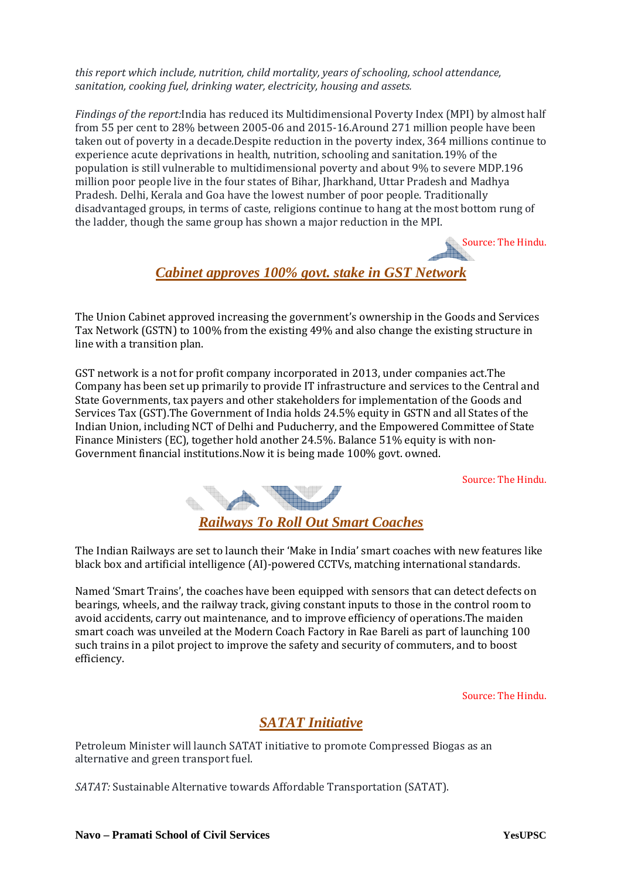*this report which include, nutrition, child mortality, years of schooling, school attendance, sanitation, cooking fuel, drinking water, electricity, housing and assets.*

*Findings of the report:*India has reduced its Multidimensional Poverty Index (MPI) by almost half from 55 per cent to 28% between 2005-06 and 2015-16.Around 271 million people have been taken out of poverty in a decade.Despite reduction in the poverty index, 364 millions continue to experience acute deprivations in health, nutrition, schooling and sanitation.19% of the population is still vulnerable to multidimensional poverty and about 9% to severe MDP.196 million poor people live in the four states of Bihar, Jharkhand, Uttar Pradesh and Madhya Pradesh. Delhi, Kerala and Goa have the lowest number of poor people. Traditionally disadvantaged groups, in terms of caste, religions continue to hang at the most bottom rung of the ladder, though the same group has shown a major reduction in the MPI.

Source: The Hindu.

## Cabinet approves 100% govt. stake in GST Network

The Union Cabinet approved increasing the government's ownership in the Goods and Services Tax Network (GSTN) to 100% from the existing 49% and also change the existing structure in line with a transition plan.

GST network is a not for profit company incorporated in 2013, under companies act.The Company has been set up primarily to provide IT infrastructure and services to the Central and State Governments, tax payers and other stakeholders for implementation of the Goods and Services Tax (GST).The Government of India holds 24.5% equity in GSTN and all States of the Indian Union, including NCT of Delhi and Puducherry, and the Empowered Committee of State Finance Ministers (EC), together hold another 24.5%. Balance 51% equity is with non-Government financial institutions.Now it is being made 100% govt. owned.

Source: The Hindu.

## Railways To Roll Out Smart Coaches

The Indian Railways are set to launch their 'Make in India' smart coaches with new features like black box and artificial intelligence (AI)-powered CCTVs, matching international standards.

Named 'Smart Trains', the coaches have been equipped with sensors that can detect defects on bearings, wheels, and the railway track, giving constant inputs to those in the control room to avoid accidents, carry out maintenance, and to improve efficiency of operations.The maiden smart coach was unveiled at the Modern Coach Factory in Rae Bareli as part of launching 100 such trains in a pilot project to improve the safety and security of commuters, and to boost efficiency.

Source: The Hindu.

## SATAT Initiative

Petroleum Minister will launch SATAT initiative to promote Compressed Biogas as an alternative and green transport fuel.

*SATAT:* Sustainable Alternative towards Affordable Transportation (SATAT).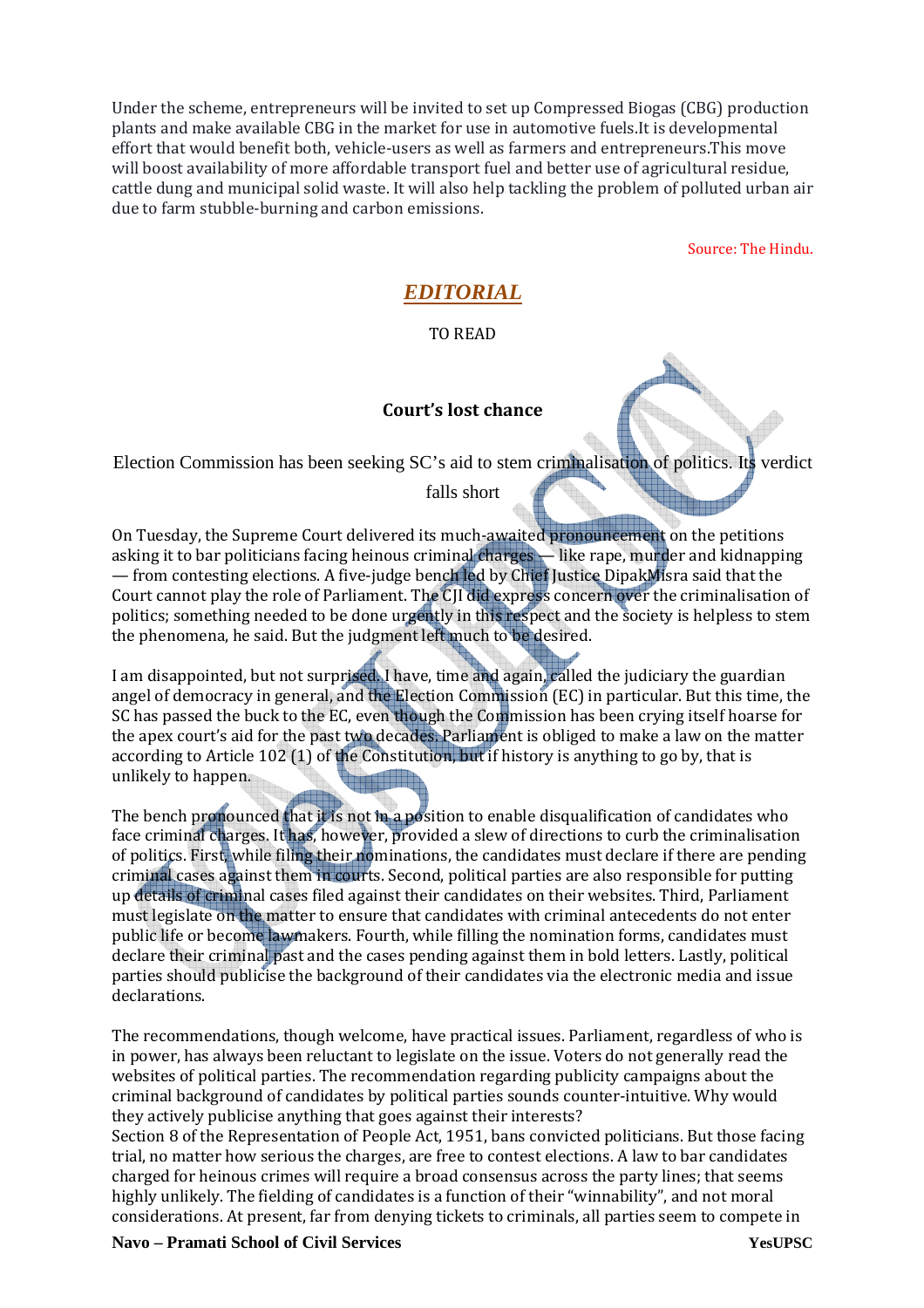Under the scheme, entrepreneurs will be invited to set up Compressed Biogas (CBG) production plants and make available CBG in the market for use in automotive fuels.It is developmental effort that would benefit both, vehicle-users as well as farmers and entrepreneurs.This move will boost availability of more affordable transport fuel and better use of agricultural residue, cattle dung and municipal solid waste. It will also help tackling the problem of polluted urban air due to farm stubble-burning and carbon emissions.

Source: The Hindu.

## *EDITORIAL*

TO READ

### Court's lost chance

Election Commission has been seeking SC's aid to stem criminalisation of politics. Its verdict falls short

On Tuesday, the Supreme Court delivered its much-awaited pronouncement on the petitions asking it to bar politicians facing heinous criminal charges — like rape, murder and kidnapping — from contesting elections. A five-judge bench led by Chief Justice DipakMisra said that the Court cannot play the role of Parliament. The CJI did express concern over the criminalisation of politics; something needed to be done urgently in this respect and the society is helpless to stem the phenomena, he said. But the judgment left much to be desired.

I am disappointed, but not surprised. I have, time and again, called the judiciary the guardian angel of democracy in general, and the Election Commission (EC) in particular. But this time, the SC has passed the buck to the EC, even though the Commission has been crying itself hoarse for the apex court's aid for the past two decades. Parliament is obliged to make a law on the matter according to Article 102 (1) of the Constitution, but if history is anything to go by, that is unlikely to happen.

The bench pronounced that it is not in a position to enable disqualification of candidates who face criminal charges. It has, however, provided a slew of directions to curb the criminalisation of politics. First, while filing their nominations, the candidates must declare if there are pending criminal cases against them in courts. Second, political parties are also responsible for putting up details of criminal cases filed against their candidates on their websites. Third, Parliament must legislate on the matter to ensure that candidates with criminal antecedents do not enter public life or become lawmakers. Fourth, while filling the nomination forms, candidates must declare their criminal past and the cases pending against them in bold letters. Lastly, political parties should publicise the background of their candidates via the electronic media and issue declarations.

The recommendations, though welcome, have practical issues. Parliament, regardless of who is in power, has always been reluctant to legislate on the issue. Voters do not generally read the websites of political parties. The recommendation regarding publicity campaigns about the criminal background of candidates by political parties sounds counter-intuitive. Why would they actively publicise anything that goes against their interests?

Section 8 of the Representation of People Act, 1951, bans convicted politicians. But those facing trial, no matter how serious the charges, are free to contest elections. A law to bar candidates charged for heinous crimes will require a broad consensus across the party lines; that seems highly unlikely. The fielding of candidates is a function of their "winnability", and not moral considerations. At present, far from denying tickets to criminals, all parties seem to compete in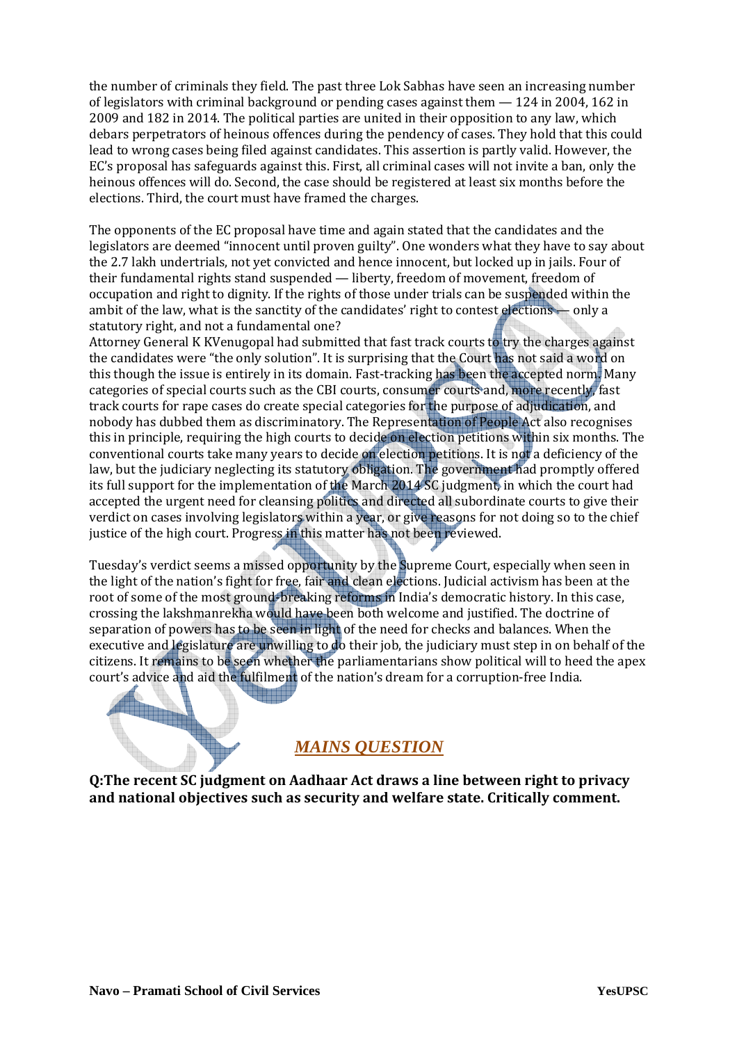the number of criminals they field. The past three Lok Sabhas have seen an increasing number of legislators with criminal background or pending cases against them — 124 in 2004, 162 in 2009 and 182 in 2014. The political parties are united in their opposition to any law, which debars perpetrators of heinous offences during the pendency of cases. They hold that this could lead to wrong cases being filed against candidates. This assertion is partly valid. However, the EC's proposal has safeguards against this. First, all criminal cases will not invite a ban, only the heinous offences will do. Second, the case should be registered at least six months before the elections. Third, the court must have framed the charges.

The opponents of the EC proposal have time and again stated that the candidates and the legislators are deemed "innocent until proven guilty". One wonders what they have to say about the 2.7 lakh undertrials, not yet convicted and hence innocent, but locked up in jails. Four of their fundamental rights stand suspended — liberty, freedom of movement, freedom of occupation and right to dignity. If the rights of those under trials can be suspended within the ambit of the law, what is the sanctity of the candidates' right to contest elections — only a statutory right, and not a fundamental one?

Attorney General K KVenugopal had submitted that fast track courts to try the charges against the candidates were "the only solution". It is surprising that the Court has not said a word on this though the issue is entirely in its domain. Fast-tracking has been the accepted norm. Many categories of special courts such as the CBI courts, consumer courts and, more recently, fast track courts for rape cases do create special categories for the purpose of adjudication, and nobody has dubbed them as discriminatory. The Representation of People Act also recognises this in principle, requiring the high courts to decide on election petitions within six months. The conventional courts take many years to decide on election petitions. It is not a deficiency of the law, but the judiciary neglecting its statutory obligation. The government had promptly offered its full support for the implementation of the March 2014 SC judgment, in which the court had accepted the urgent need for cleansing politics and directed all subordinate courts to give their verdict on cases involving legislators within a year, or give reasons for not doing so to the chief justice of the high court. Progress in this matter has not been reviewed.

Tuesday's verdict seems a missed opportunity by the Supreme Court, especially when seen in the light of the nation's fight for free, fair and clean elections. Judicial activism has been at the root of some of the most ground-breaking reforms in India's democratic history. In this case, crossing the lakshmanrekha would have been both welcome and justified. The doctrine of separation of powers has to be seen in light of the need for checks and balances. When the executive and legislature are unwilling to do their job, the judiciary must step in on behalf of the citizens. It remains to be seen whether the parliamentarians show political will to heed the apex court's advice and aid the fulfilment of the nation's dream for a corruption-free India.

## *MAINS QUESTION*

**Q:The recent SC judgment on Aadhaar Act draws a line between right to privacy and national objectives such as security and welfare state. Critically comment.**